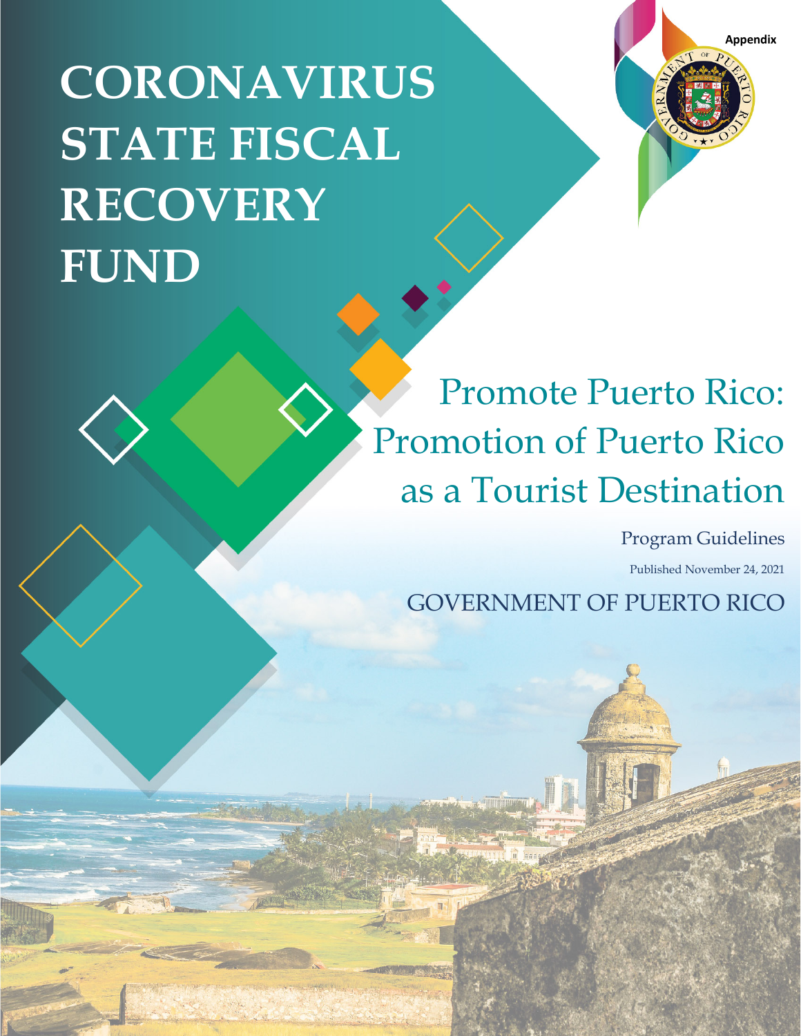Appendix

# CORONAVIRUS STATE FISCAL RECOVERY FUND

## Promote Puerto Rico: Promotion of Puerto Rico as a Tourist Destination

Program Guidelines

Published November 24, 2021

GOVERNMENT OF PUERTO RICO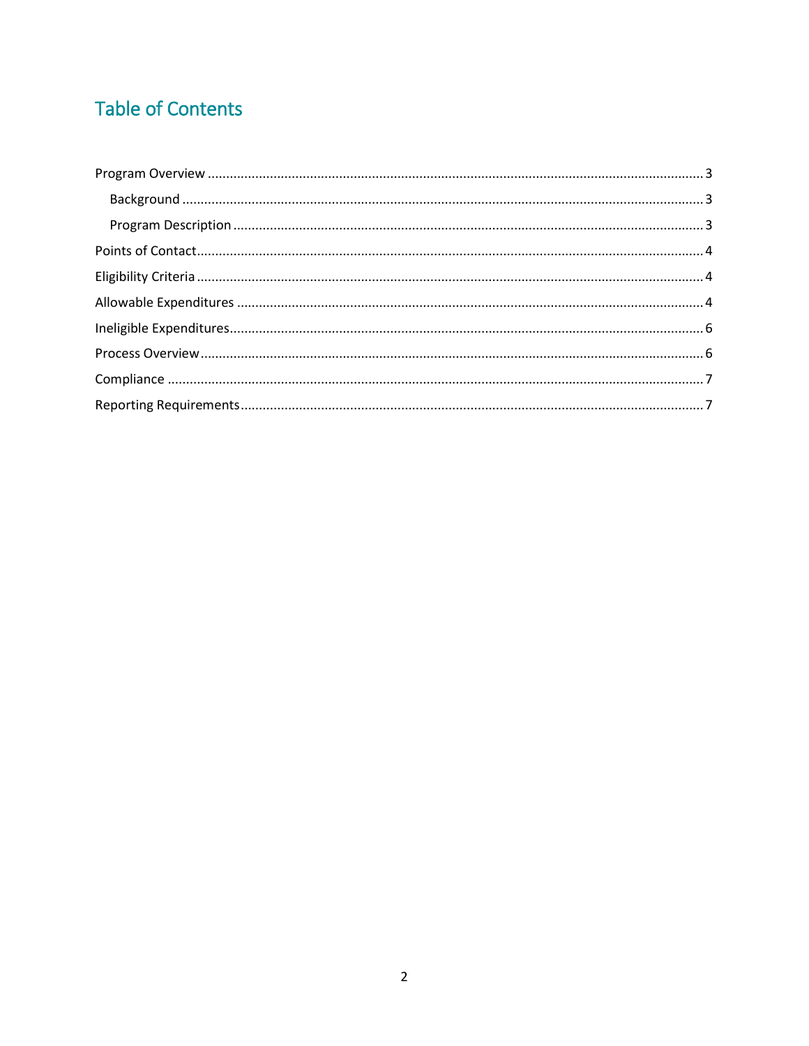# Table of Contents

Program Overview ........................................................................................................................ 3

- Background .......................................................................................................................... 3
- Program Description ............................................................................................................ 3

Points of Contact ............................................................................................................................ 4

Eligibility Criteria ............................................................................................................................ 4

Allowable Expenditures ................................................................................................................. 4

Ineligible Expenditures .................................................................................................................. 6

Process Overview ........................................................................................................................... 6

Compliance .................................................................................................................................... 7

Reporting Requirements ................................................................................................................ 7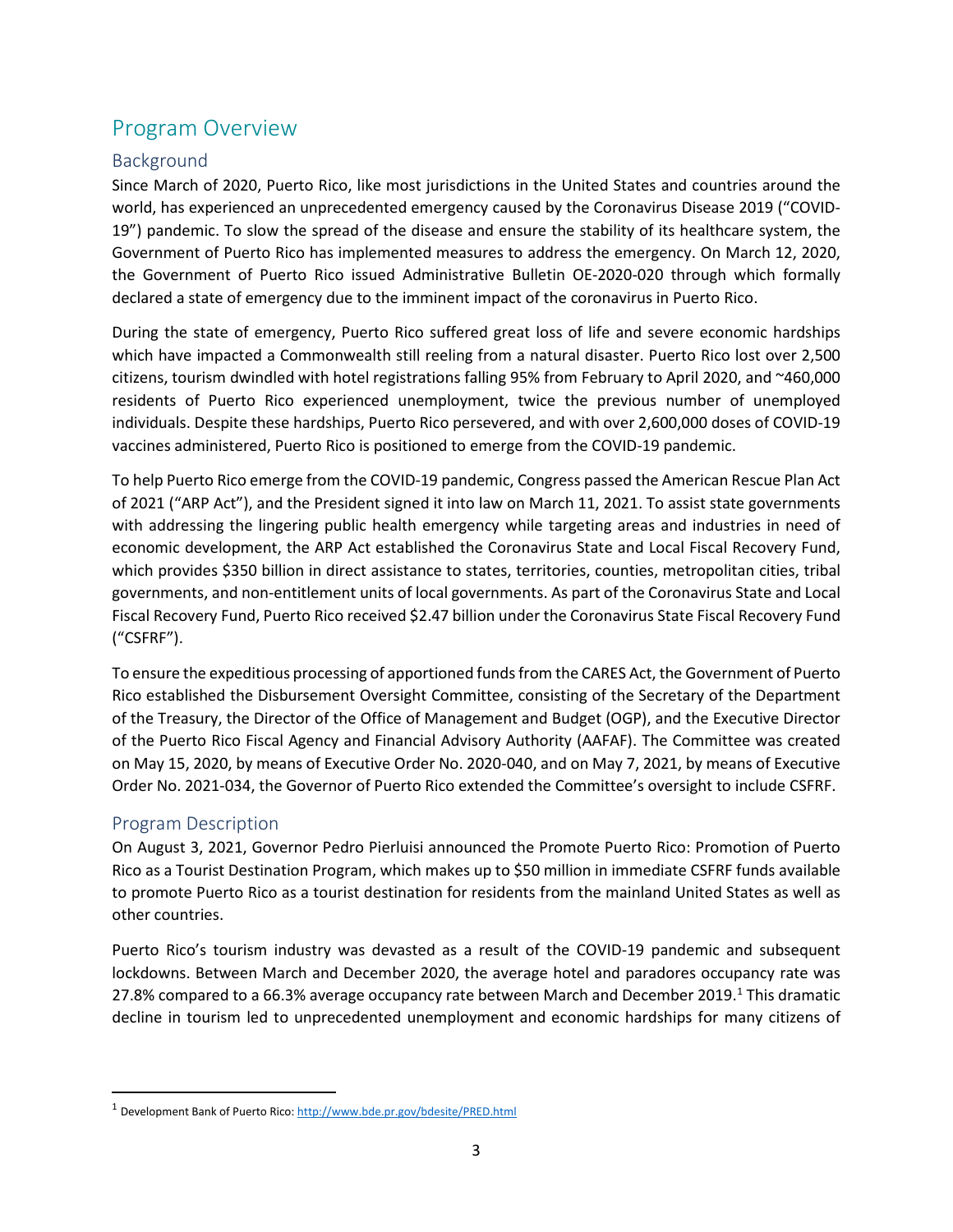# Program Overview

## Background

Since March of 2020, Puerto Rico, like most jurisdictions in the United States and countries around the world, has experienced an unprecedented emergency caused by the Coronavirus Disease 2019 ("COVID-19") pandemic. To slow the spread of the disease and ensure the stability of its healthcare system, the Government of Puerto Rico has implemented measures to address the emergency. On March 12, 2020, the Government of Puerto Rico issued Administrative Bulletin OE-2020-020 through which formally declared a state of emergency due to the imminent impact of the coronavirus in Puerto Rico.

During the state of emergency, Puerto Rico suffered great loss of life and severe economic hardships which have impacted a Commonwealth still reeling from a natural disaster. Puerto Rico lost over 2,500 citizens, tourism dwindled with hotel registrations falling 95% from February to April 2020, and ~460,000 residents of Puerto Rico experienced unemployment, twice the previous number of unemployed individuals. Despite these hardships, Puerto Rico persevered, and with over 2,600,000 doses of COVID-19 vaccines administered, Puerto Rico is positioned to emerge from the COVID-19 pandemic.

To help Puerto Rico emerge from the COVID-19 pandemic, Congress passed the American Rescue Plan Act of 2021 ("ARP Act"), and the President signed it into law on March 11, 2021. To assist state governments with addressing the lingering public health emergency while targeting areas and industries in need of economic development, the ARP Act established the Coronavirus State and Local Fiscal Recovery Fund, which provides $350 billion in direct assistance to states, territories, counties, metropolitan cities, tribal governments, and non-entitlement units of local governments. As part of the Coronavirus State and Local Fiscal Recovery Fund, Puerto Rico received $2.47 billion under the Coronavirus State Fiscal Recovery Fund ("CSFRF").

To ensure the expeditious processing of apportioned funds from the CARES Act, the Government of Puerto Rico established the Disbursement Oversight Committee, consisting of the Secretary of the Department of the Treasury, the Director of the Office of Management and Budget (OGP), and the Executive Director of the Puerto Rico Fiscal Agency and Financial Advisory Authority (AAFAF). The Committee was created on May 15, 2020, by means of Executive Order No. 2020-040, and on May 7, 2021, by means of Executive Order No. 2021-034, the Governor of Puerto Rico extended the Committee's oversight to include CSFRF.

## Program Description

On August 3, 2021, Governor Pedro Pierluisi announced the Promote Puerto Rico: Promotion of Puerto Rico as a Tourist Destination Program, which makes up to $50 million in immediate CSFRF funds available to promote Puerto Rico as a tourist destination for residents from the mainland United States as well as other countries.

Puerto Rico's tourism industry was devastated as a result of the COVID-19 pandemic and subsequent lockdowns. Between March and December 2020, the average hotel and paradores occupancy rate was 27.8% compared to a 66.3% average occupancy rate between March and December 2019.[1] This dramatic decline in tourism led to unprecedented unemployment and economic hardships for many citizens of

---

[1] Development Bank of Puerto Rico: http://www.bde.pr.gov/bdesite/PRED.html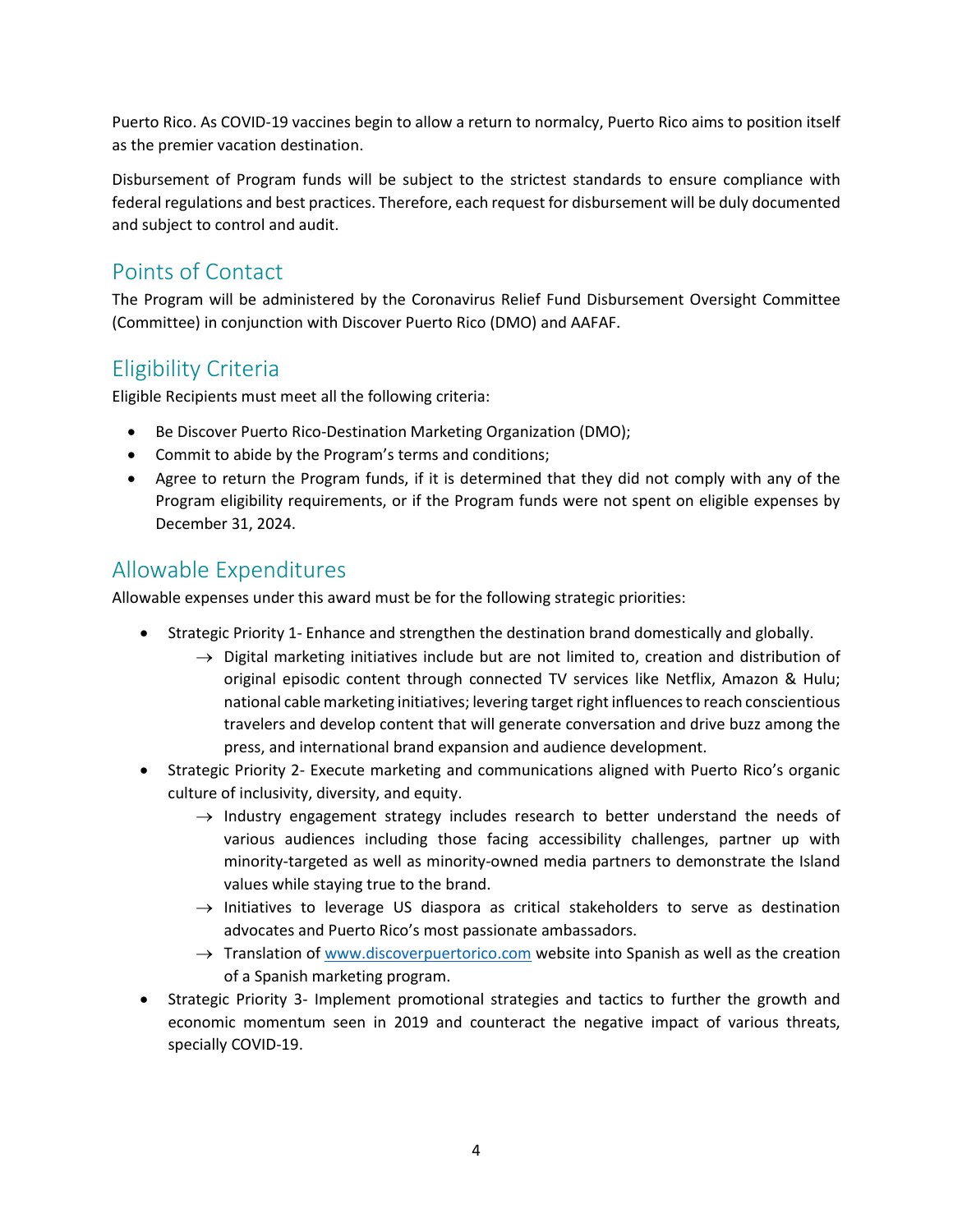Puerto Rico. As COVID-19 vaccines begin to allow a return to normalcy, Puerto Rico aims to position itself as the premier vacation destination.

Disbursement of Program funds will be subject to the strictest standards to ensure compliance with federal regulations and best practices. Therefore, each request for disbursement will be duly documented and subject to control and audit.

## Points of Contact

The Program will be administered by the Coronavirus Relief Fund Disbursement Oversight Committee (Committee) in conjunction with Discover Puerto Rico (DMO) and AAFAF.

## Eligibility Criteria

Eligible Recipients must meet all the following criteria:

- Be Discover Puerto Rico-Destination Marketing Organization (DMO);
- Commit to abide by the Program's terms and conditions;
- Agree to return the Program funds, if it is determined that they did not comply with any of the Program eligibility requirements, or if the Program funds were not spent on eligible expenses by December 31, 2024.

## Allowable Expenditures

Allowable expenses under this award must be for the following strategic priorities:

- Strategic Priority 1- Enhance and strengthen the destination brand domestically and globally.
  - → Digital marketing initiatives include but are not limited to, creation and distribution of original episodic content through connected TV services like Netflix, Amazon & Hulu; national cable marketing initiatives; levering target right influences to reach conscientious travelers and develop content that will generate conversation and drive buzz among the press, and international brand expansion and audience development.
- Strategic Priority 2- Execute marketing and communications aligned with Puerto Rico's organic culture of inclusivity, diversity, and equity.
  - → Industry engagement strategy includes research to better understand the needs of various audiences including those facing accessibility challenges, partner up with minority-targeted as well as minority-owned media partners to demonstrate the Island values while staying true to the brand.
  - → Initiatives to leverage US diaspora as critical stakeholders to serve as destination advocates and Puerto Rico's most passionate ambassadors.
  - → Translation of www.discoverpuertorico.com website into Spanish as well as the creation of a Spanish marketing program.
- Strategic Priority 3- Implement promotional strategies and tactics to further the growth and economic momentum seen in 2019 and counteract the negative impact of various threats, specially COVID-19.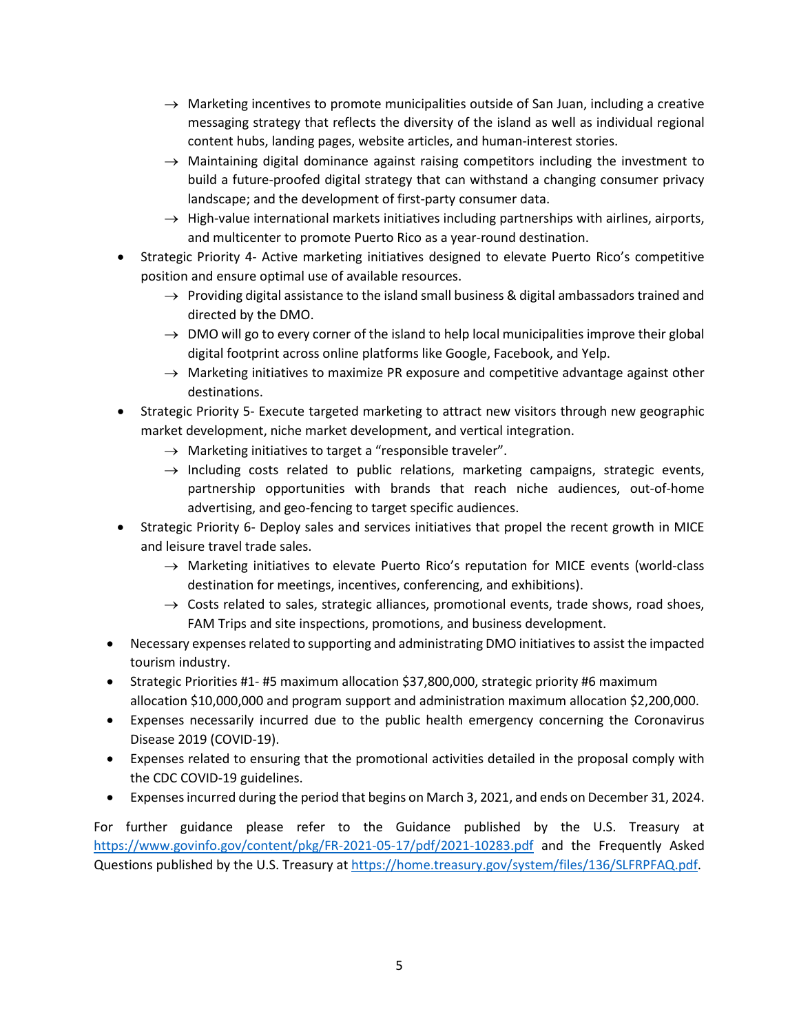- → Marketing incentives to promote municipalities outside of San Juan, including a creative messaging strategy that reflects the diversity of the island as well as individual regional content hubs, landing pages, website articles, and human-interest stories.
  - → Maintaining digital dominance against raising competitors including the investment to build a future-proofed digital strategy that can withstand a changing consumer privacy landscape; and the development of first-party consumer data.
  - → High-value international markets initiatives including partnerships with airlines, airports, and multicenter to promote Puerto Rico as a year-round destination.
- Strategic Priority 4- Active marketing initiatives designed to elevate Puerto Rico's competitive position and ensure optimal use of available resources.
  - → Providing digital assistance to the island small business & digital ambassadors trained and directed by the DMO.
  - → DMO will go to every corner of the island to help local municipalities improve their global digital footprint across online platforms like Google, Facebook, and Yelp.
  - → Marketing initiatives to maximize PR exposure and competitive advantage against other destinations.
- Strategic Priority 5- Execute targeted marketing to attract new visitors through new geographic market development, niche market development, and vertical integration.
  - → Marketing initiatives to target a "responsible traveler".
  - → Including costs related to public relations, marketing campaigns, strategic events, partnership opportunities with brands that reach niche audiences, out-of-home advertising, and geo-fencing to target specific audiences.
- Strategic Priority 6- Deploy sales and services initiatives that propel the recent growth in MICE and leisure travel trade sales.
  - → Marketing initiatives to elevate Puerto Rico's reputation for MICE events (world-class destination for meetings, incentives, conferencing, and exhibitions).
  - → Costs related to sales, strategic alliances, promotional events, trade shows, road shoes, FAM Trips and site inspections, promotions, and business development.

- Necessary expenses related to supporting and administrating DMO initiatives to assist the impacted tourism industry.
- Strategic Priorities #1- #5 maximum allocation $37,800,000, strategic priority #6 maximum allocation $10,000,000 and program support and administration maximum allocation $2,200,000.
- Expenses necessarily incurred due to the public health emergency concerning the Coronavirus Disease 2019 (COVID-19).
- Expenses related to ensuring that the promotional activities detailed in the proposal comply with the CDC COVID-19 guidelines.
- Expenses incurred during the period that begins on March 3, 2021, and ends on December 31, 2024.

For further guidance please refer to the Guidance published by the U.S. Treasury at https://www.govinfo.gov/content/pkg/FR-2021-05-17/pdf/2021-10283.pdf and the Frequently Asked Questions published by the U.S. Treasury at https://home.treasury.gov/system/files/136/SLFRPFAQ.pdf.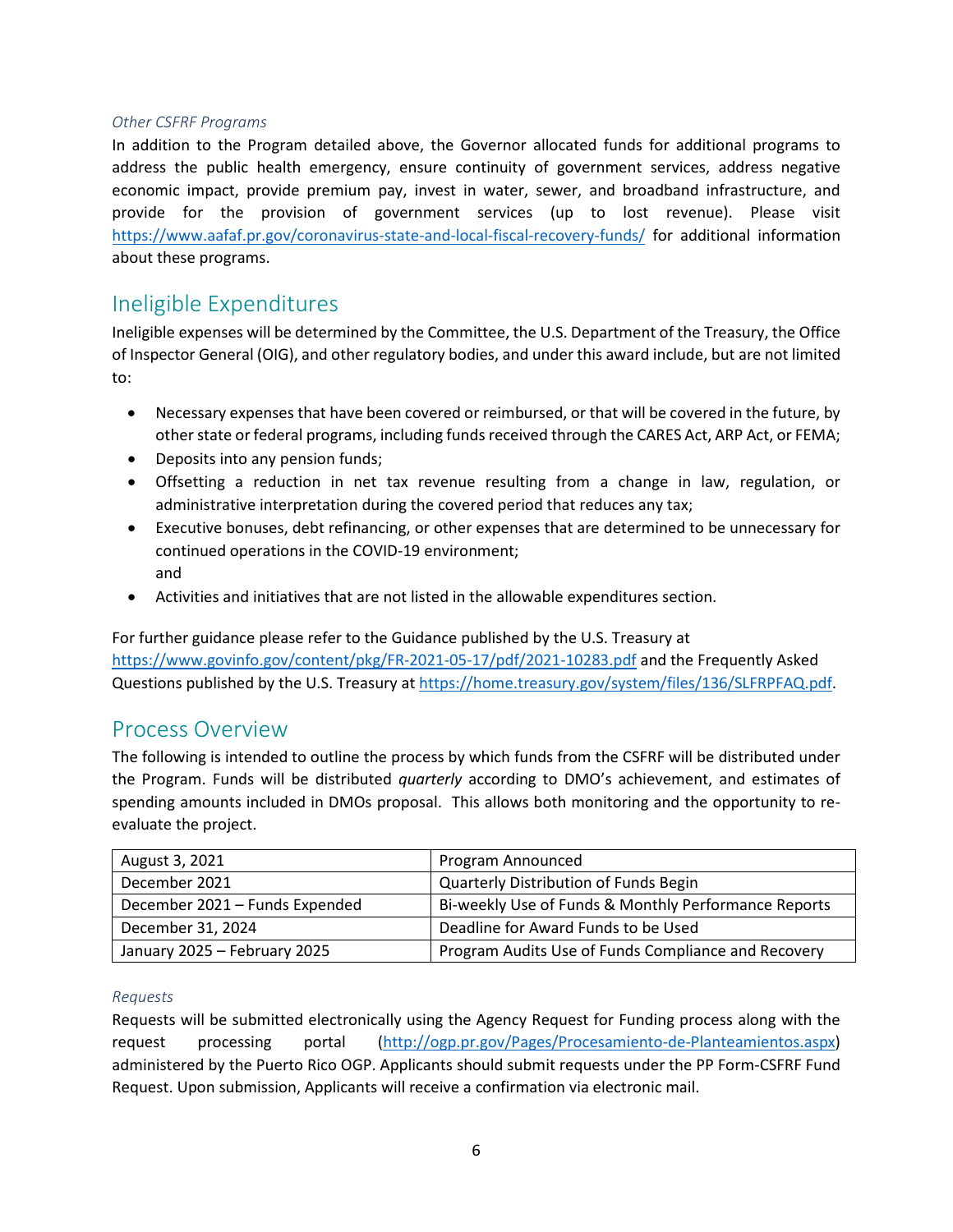### *Other CSFRF Programs*

In addition to the Program detailed above, the Governor allocated funds for additional programs to address the public health emergency, ensure continuity of government services, address negative economic impact, provide premium pay, invest in water, sewer, and broadband infrastructure, and provide for the provision of government services (up to lost revenue). Please visit https://www.aafaf.pr.gov/coronavirus-state-and-local-fiscal-recovery-funds/ for additional information about these programs.

## Ineligible Expenditures

Ineligible expenses will be determined by the Committee, the U.S. Department of the Treasury, the Office of Inspector General (OIG), and other regulatory bodies, and under this award include, but are not limited to:

- Necessary expenses that have been covered or reimbursed, or that will be covered in the future, by other state or federal programs, including funds received through the CARES Act, ARP Act, or FEMA;
- Deposits into any pension funds;
- Offsetting a reduction in net tax revenue resulting from a change in law, regulation, or administrative interpretation during the covered period that reduces any tax;
- Executive bonuses, debt refinancing, or other expenses that are determined to be unnecessary for continued operations in the COVID-19 environment;  
and
- Activities and initiatives that are not listed in the allowable expenditures section.

For further guidance please refer to the Guidance published by the U.S. Treasury at https://www.govinfo.gov/content/pkg/FR-2021-05-17/pdf/2021-10283.pdf and the Frequently Asked Questions published by the U.S. Treasury at https://home.treasury.gov/system/files/136/SLFRPFAQ.pdf.

## Process Overview

The following is intended to outline the process by which funds from the CSFRF will be distributed under the Program. Funds will be distributed *quarterly* according to DMO's achievement, and estimates of spending amounts included in DMOs proposal. This allows both monitoring and the opportunity to re-evaluate the project.

| | |
|---|---|
| August 3, 2021 | Program Announced |
| December 2021 | Quarterly Distribution of Funds Begin |
| December 2021 – Funds Expended | Bi-weekly Use of Funds & Monthly Performance Reports |
| December 31, 2024 | Deadline for Award Funds to be Used |
| January 2025 – February 2025 | Program Audits Use of Funds Compliance and Recovery |

### *Requests*

Requests will be submitted electronically using the Agency Request for Funding process along with the request processing portal (http://ogp.pr.gov/Pages/Procesamiento-de-Planteamientos.aspx) administered by the Puerto Rico OGP. Applicants should submit requests under the PP Form-CSFRF Fund Request. Upon submission, Applicants will receive a confirmation via electronic mail.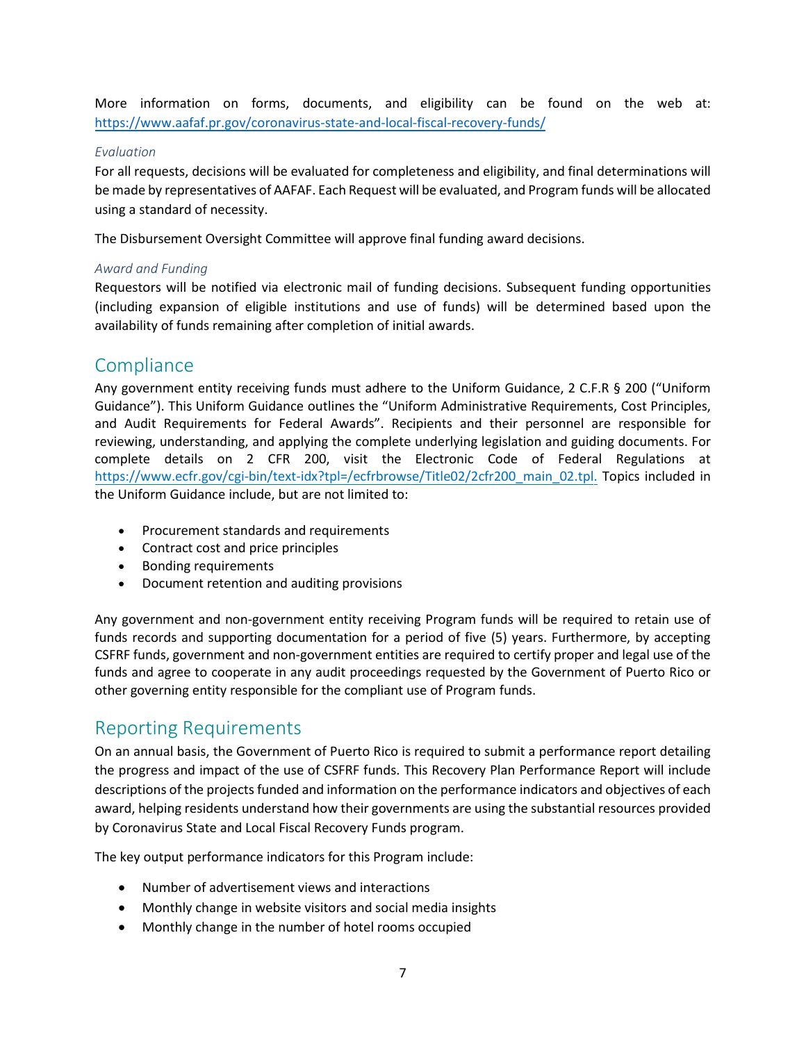More information on forms, documents, and eligibility can be found on the web at: https://www.aafaf.pr.gov/coronavirus-state-and-local-fiscal-recovery-funds/

### *Evaluation*

For all requests, decisions will be evaluated for completeness and eligibility, and final determinations will be made by representatives of AAFAF. Each Request will be evaluated, and Program funds will be allocated using a standard of necessity.

The Disbursement Oversight Committee will approve final funding award decisions.

### *Award and Funding*

Requestors will be notified via electronic mail of funding decisions. Subsequent funding opportunities (including expansion of eligible institutions and use of funds) will be determined based upon the availability of funds remaining after completion of initial awards.

## Compliance

Any government entity receiving funds must adhere to the Uniform Guidance, 2 C.F.R § 200 ("Uniform Guidance"). This Uniform Guidance outlines the "Uniform Administrative Requirements, Cost Principles, and Audit Requirements for Federal Awards". Recipients and their personnel are responsible for reviewing, understanding, and applying the complete underlying legislation and guiding documents. For complete details on 2 CFR 200, visit the Electronic Code of Federal Regulations at https://www.ecfr.gov/cgi-bin/text-idx?tpl=/ecfrbrowse/Title02/2cfr200_main_02.tpl. Topics included in the Uniform Guidance include, but are not limited to:

- Procurement standards and requirements
- Contract cost and price principles
- Bonding requirements
- Document retention and auditing provisions

Any government and non-government entity receiving Program funds will be required to retain use of funds records and supporting documentation for a period of five (5) years. Furthermore, by accepting CSFRF funds, government and non-government entities are required to certify proper and legal use of the funds and agree to cooperate in any audit proceedings requested by the Government of Puerto Rico or other governing entity responsible for the compliant use of Program funds.

## Reporting Requirements

On an annual basis, the Government of Puerto Rico is required to submit a performance report detailing the progress and impact of the use of CSFRF funds. This Recovery Plan Performance Report will include descriptions of the projects funded and information on the performance indicators and objectives of each award, helping residents understand how their governments are using the substantial resources provided by Coronavirus State and Local Fiscal Recovery Funds program.

The key output performance indicators for this Program include:

- Number of advertisement views and interactions
- Monthly change in website visitors and social media insights
- Monthly change in the number of hotel rooms occupied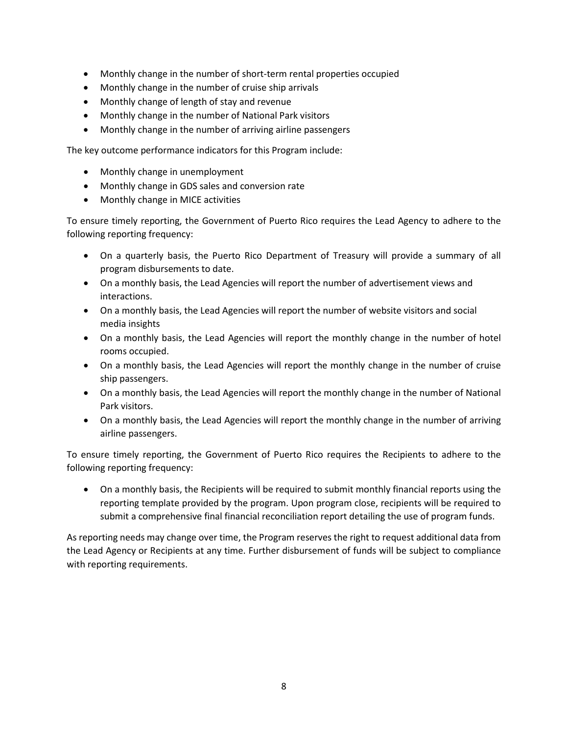- Monthly change in the number of short-term rental properties occupied
- Monthly change in the number of cruise ship arrivals
- Monthly change of length of stay and revenue
- Monthly change in the number of National Park visitors
- Monthly change in the number of arriving airline passengers

The key outcome performance indicators for this Program include:

- Monthly change in unemployment
- Monthly change in GDS sales and conversion rate
- Monthly change in MICE activities

To ensure timely reporting, the Government of Puerto Rico requires the Lead Agency to adhere to the following reporting frequency:

- On a quarterly basis, the Puerto Rico Department of Treasury will provide a summary of all program disbursements to date.
- On a monthly basis, the Lead Agencies will report the number of advertisement views and interactions.
- On a monthly basis, the Lead Agencies will report the number of website visitors and social media insights
- On a monthly basis, the Lead Agencies will report the monthly change in the number of hotel rooms occupied.
- On a monthly basis, the Lead Agencies will report the monthly change in the number of cruise ship passengers.
- On a monthly basis, the Lead Agencies will report the monthly change in the number of National Park visitors.
- On a monthly basis, the Lead Agencies will report the monthly change in the number of arriving airline passengers.

To ensure timely reporting, the Government of Puerto Rico requires the Recipients to adhere to the following reporting frequency:

- On a monthly basis, the Recipients will be required to submit monthly financial reports using the reporting template provided by the program. Upon program close, recipients will be required to submit a comprehensive final financial reconciliation report detailing the use of program funds.

As reporting needs may change over time, the Program reserves the right to request additional data from the Lead Agency or Recipients at any time. Further disbursement of funds will be subject to compliance with reporting requirements.